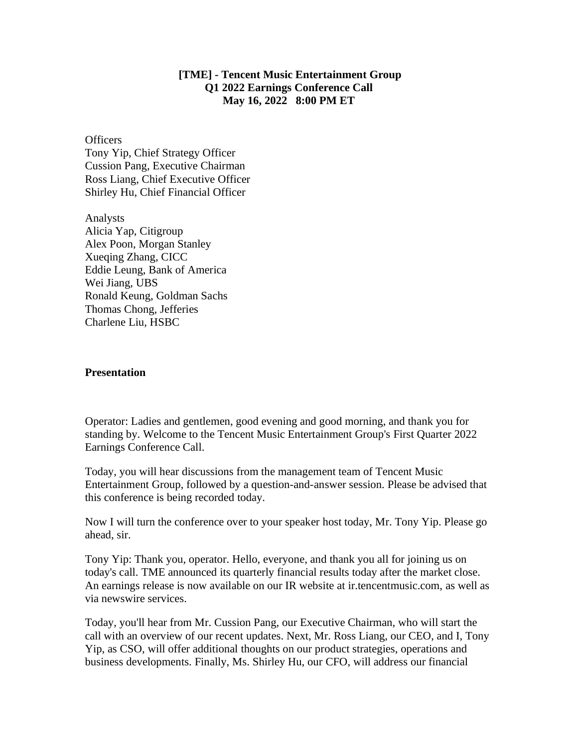**[TME] - Tencent Music Entertainment Group**
**Q1 2022 Earnings Conference Call**
**May 16, 2022 8:00 PM ET**

Officers
Tony Yip, Chief Strategy Officer
Cussion Pang, Executive Chairman
Ross Liang, Chief Executive Officer
Shirley Hu, Chief Financial Officer

Analysts
Alicia Yap, Citigroup
Alex Poon, Morgan Stanley
Xueqing Zhang, CICC
Eddie Leung, Bank of America
Wei Jiang, UBS
Ronald Keung, Goldman Sachs
Thomas Chong, Jefferies
Charlene Liu, HSBC

## Presentation

Operator: Ladies and gentlemen, good evening and good morning, and thank you for standing by. Welcome to the Tencent Music Entertainment Group's First Quarter 2022 Earnings Conference Call.

Today, you will hear discussions from the management team of Tencent Music Entertainment Group, followed by a question-and-answer session. Please be advised that this conference is being recorded today.

Now I will turn the conference over to your speaker host today, Mr. Tony Yip. Please go ahead, sir.

Tony Yip: Thank you, operator. Hello, everyone, and thank you all for joining us on today's call. TME announced its quarterly financial results today after the market close. An earnings release is now available on our IR website at ir.tencentmusic.com, as well as via newswire services.

Today, you'll hear from Mr. Cussion Pang, our Executive Chairman, who will start the call with an overview of our recent updates. Next, Mr. Ross Liang, our CEO, and I, Tony Yip, as CSO, will offer additional thoughts on our product strategies, operations and business developments. Finally, Ms. Shirley Hu, our CFO, will address our financial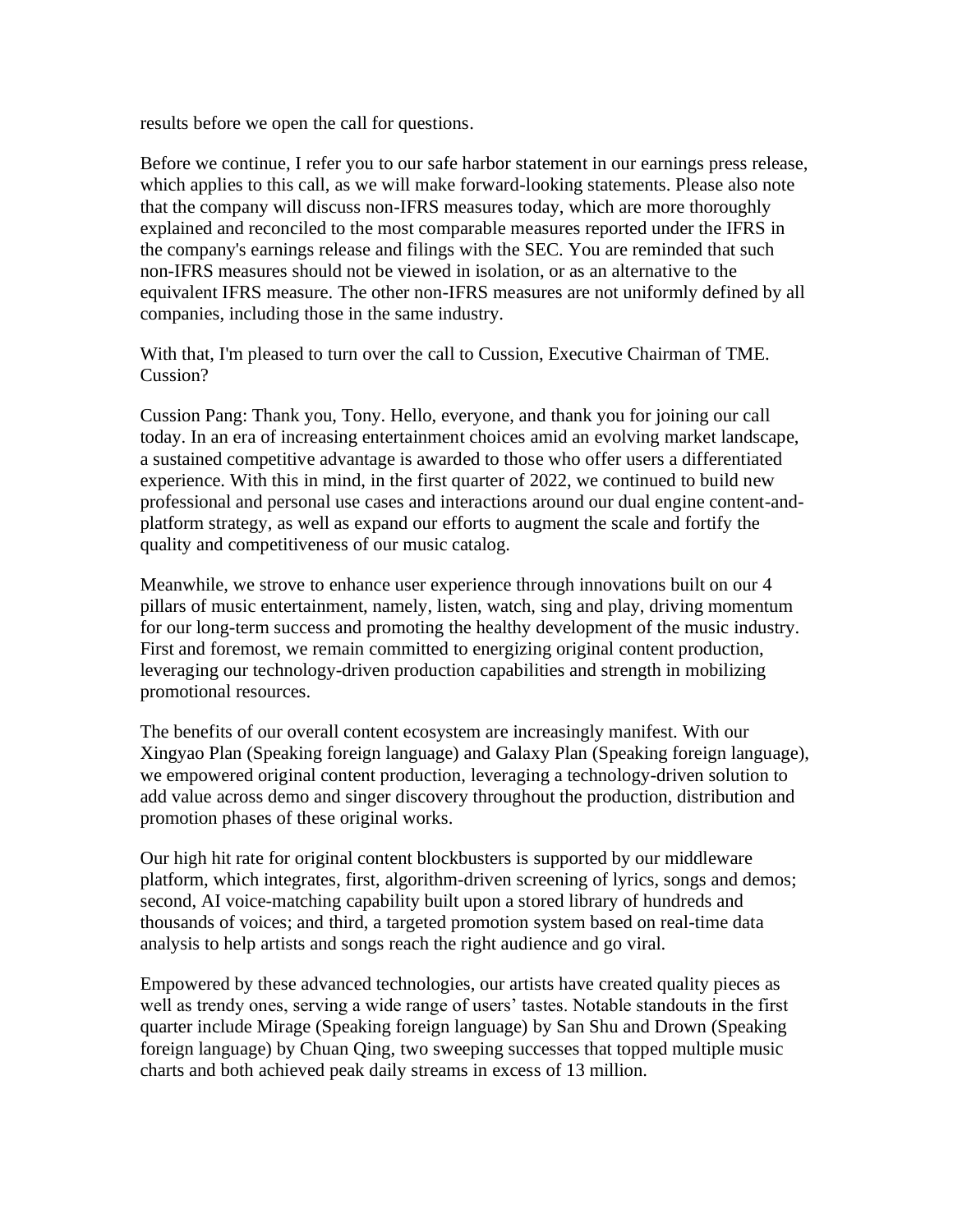results before we open the call for questions.

Before we continue, I refer you to our safe harbor statement in our earnings press release, which applies to this call, as we will make forward-looking statements. Please also note that the company will discuss non-IFRS measures today, which are more thoroughly explained and reconciled to the most comparable measures reported under the IFRS in the company's earnings release and filings with the SEC. You are reminded that such non-IFRS measures should not be viewed in isolation, or as an alternative to the equivalent IFRS measure. The other non-IFRS measures are not uniformly defined by all companies, including those in the same industry.

With that, I'm pleased to turn over the call to Cussion, Executive Chairman of TME. Cussion?

Cussion Pang: Thank you, Tony. Hello, everyone, and thank you for joining our call today. In an era of increasing entertainment choices amid an evolving market landscape, a sustained competitive advantage is awarded to those who offer users a differentiated experience. With this in mind, in the first quarter of 2022, we continued to build new professional and personal use cases and interactions around our dual engine content-and-platform strategy, as well as expand our efforts to augment the scale and fortify the quality and competitiveness of our music catalog.

Meanwhile, we strove to enhance user experience through innovations built on our 4 pillars of music entertainment, namely, listen, watch, sing and play, driving momentum for our long-term success and promoting the healthy development of the music industry. First and foremost, we remain committed to energizing original content production, leveraging our technology-driven production capabilities and strength in mobilizing promotional resources.

The benefits of our overall content ecosystem are increasingly manifest. With our Xingyao Plan (Speaking foreign language) and Galaxy Plan (Speaking foreign language), we empowered original content production, leveraging a technology-driven solution to add value across demo and singer discovery throughout the production, distribution and promotion phases of these original works.

Our high hit rate for original content blockbusters is supported by our middleware platform, which integrates, first, algorithm-driven screening of lyrics, songs and demos; second, AI voice-matching capability built upon a stored library of hundreds and thousands of voices; and third, a targeted promotion system based on real-time data analysis to help artists and songs reach the right audience and go viral.

Empowered by these advanced technologies, our artists have created quality pieces as well as trendy ones, serving a wide range of users' tastes. Notable standouts in the first quarter include Mirage (Speaking foreign language) by San Shu and Drown (Speaking foreign language) by Chuan Qing, two sweeping successes that topped multiple music charts and both achieved peak daily streams in excess of 13 million.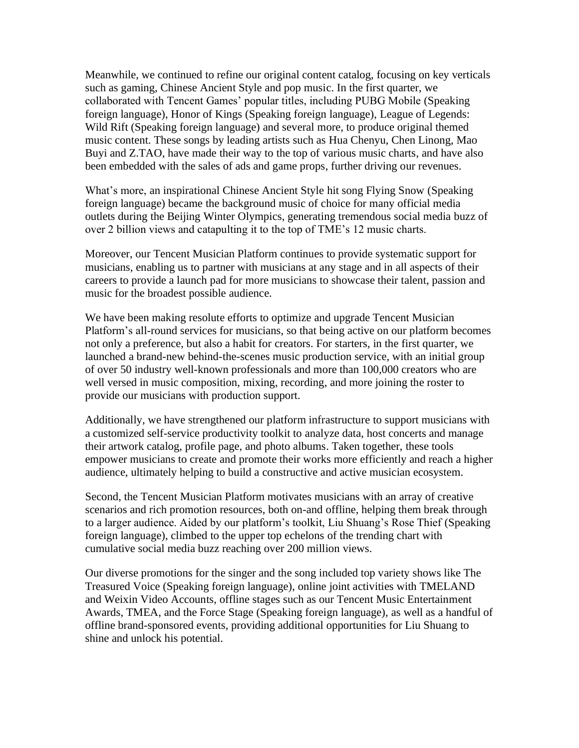Meanwhile, we continued to refine our original content catalog, focusing on key verticals such as gaming, Chinese Ancient Style and pop music. In the first quarter, we collaborated with Tencent Games' popular titles, including PUBG Mobile (Speaking foreign language), Honor of Kings (Speaking foreign language), League of Legends: Wild Rift (Speaking foreign language) and several more, to produce original themed music content. These songs by leading artists such as Hua Chenyu, Chen Linong, Mao Buyi and Z.TAO, have made their way to the top of various music charts, and have also been embedded with the sales of ads and game props, further driving our revenues.

What's more, an inspirational Chinese Ancient Style hit song Flying Snow (Speaking foreign language) became the background music of choice for many official media outlets during the Beijing Winter Olympics, generating tremendous social media buzz of over 2 billion views and catapulting it to the top of TME's 12 music charts.

Moreover, our Tencent Musician Platform continues to provide systematic support for musicians, enabling us to partner with musicians at any stage and in all aspects of their careers to provide a launch pad for more musicians to showcase their talent, passion and music for the broadest possible audience.

We have been making resolute efforts to optimize and upgrade Tencent Musician Platform's all-round services for musicians, so that being active on our platform becomes not only a preference, but also a habit for creators. For starters, in the first quarter, we launched a brand-new behind-the-scenes music production service, with an initial group of over 50 industry well-known professionals and more than 100,000 creators who are well versed in music composition, mixing, recording, and more joining the roster to provide our musicians with production support.

Additionally, we have strengthened our platform infrastructure to support musicians with a customized self-service productivity toolkit to analyze data, host concerts and manage their artwork catalog, profile page, and photo albums. Taken together, these tools empower musicians to create and promote their works more efficiently and reach a higher audience, ultimately helping to build a constructive and active musician ecosystem.

Second, the Tencent Musician Platform motivates musicians with an array of creative scenarios and rich promotion resources, both on-and offline, helping them break through to a larger audience. Aided by our platform's toolkit, Liu Shuang's Rose Thief (Speaking foreign language), climbed to the upper top echelons of the trending chart with cumulative social media buzz reaching over 200 million views.

Our diverse promotions for the singer and the song included top variety shows like The Treasured Voice (Speaking foreign language), online joint activities with TMELAND and Weixin Video Accounts, offline stages such as our Tencent Music Entertainment Awards, TMEA, and the Force Stage (Speaking foreign language), as well as a handful of offline brand-sponsored events, providing additional opportunities for Liu Shuang to shine and unlock his potential.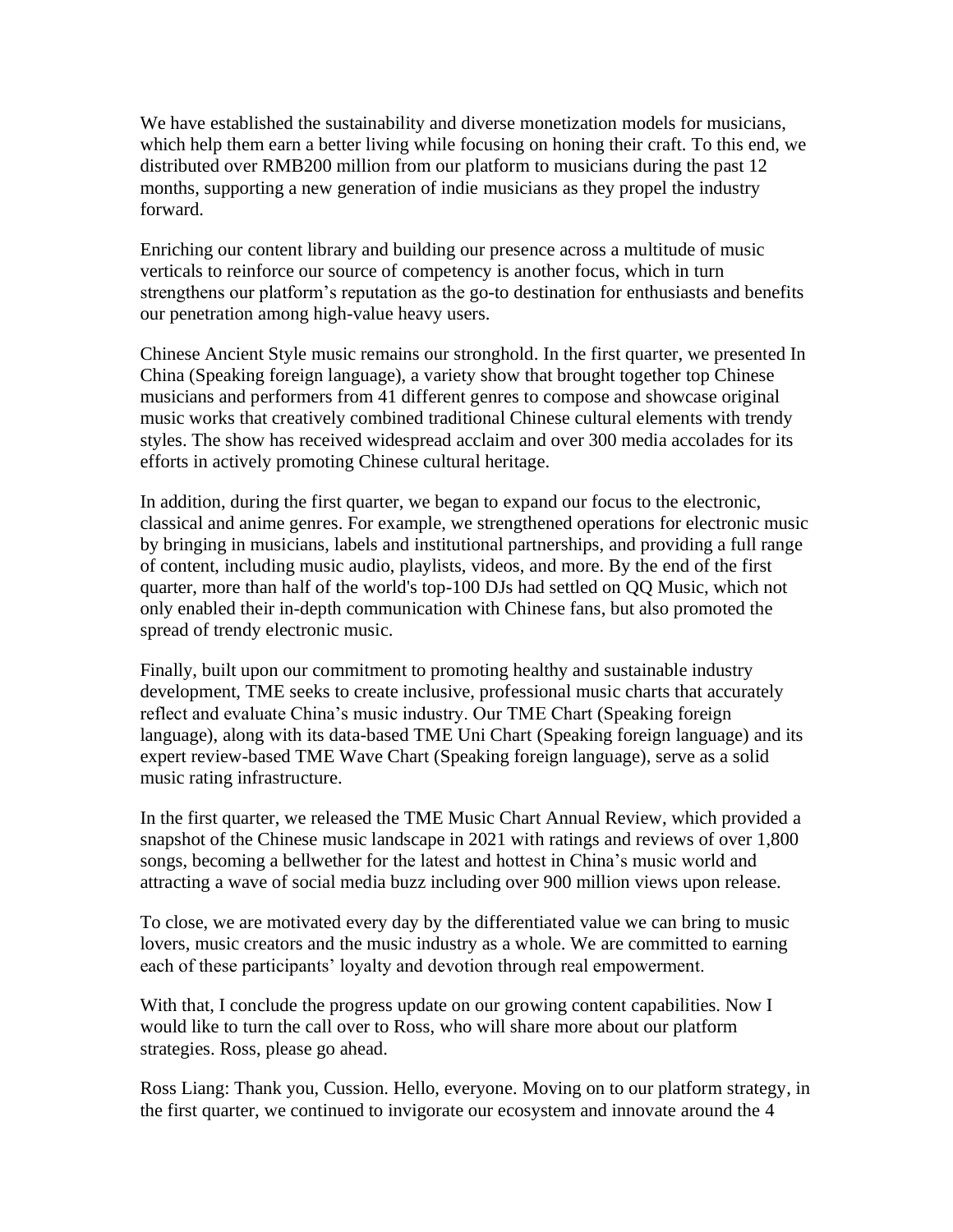We have established the sustainability and diverse monetization models for musicians, which help them earn a better living while focusing on honing their craft. To this end, we distributed over RMB200 million from our platform to musicians during the past 12 months, supporting a new generation of indie musicians as they propel the industry forward.

Enriching our content library and building our presence across a multitude of music verticals to reinforce our source of competency is another focus, which in turn strengthens our platform's reputation as the go-to destination for enthusiasts and benefits our penetration among high-value heavy users.

Chinese Ancient Style music remains our stronghold. In the first quarter, we presented In China (Speaking foreign language), a variety show that brought together top Chinese musicians and performers from 41 different genres to compose and showcase original music works that creatively combined traditional Chinese cultural elements with trendy styles. The show has received widespread acclaim and over 300 media accolades for its efforts in actively promoting Chinese cultural heritage.

In addition, during the first quarter, we began to expand our focus to the electronic, classical and anime genres. For example, we strengthened operations for electronic music by bringing in musicians, labels and institutional partnerships, and providing a full range of content, including music audio, playlists, videos, and more. By the end of the first quarter, more than half of the world's top-100 DJs had settled on QQ Music, which not only enabled their in-depth communication with Chinese fans, but also promoted the spread of trendy electronic music.

Finally, built upon our commitment to promoting healthy and sustainable industry development, TME seeks to create inclusive, professional music charts that accurately reflect and evaluate China's music industry. Our TME Chart (Speaking foreign language), along with its data-based TME Uni Chart (Speaking foreign language) and its expert review-based TME Wave Chart (Speaking foreign language), serve as a solid music rating infrastructure.

In the first quarter, we released the TME Music Chart Annual Review, which provided a snapshot of the Chinese music landscape in 2021 with ratings and reviews of over 1,800 songs, becoming a bellwether for the latest and hottest in China's music world and attracting a wave of social media buzz including over 900 million views upon release.

To close, we are motivated every day by the differentiated value we can bring to music lovers, music creators and the music industry as a whole. We are committed to earning each of these participants' loyalty and devotion through real empowerment.

With that, I conclude the progress update on our growing content capabilities. Now I would like to turn the call over to Ross, who will share more about our platform strategies. Ross, please go ahead.

Ross Liang: Thank you, Cussion. Hello, everyone. Moving on to our platform strategy, in the first quarter, we continued to invigorate our ecosystem and innovate around the 4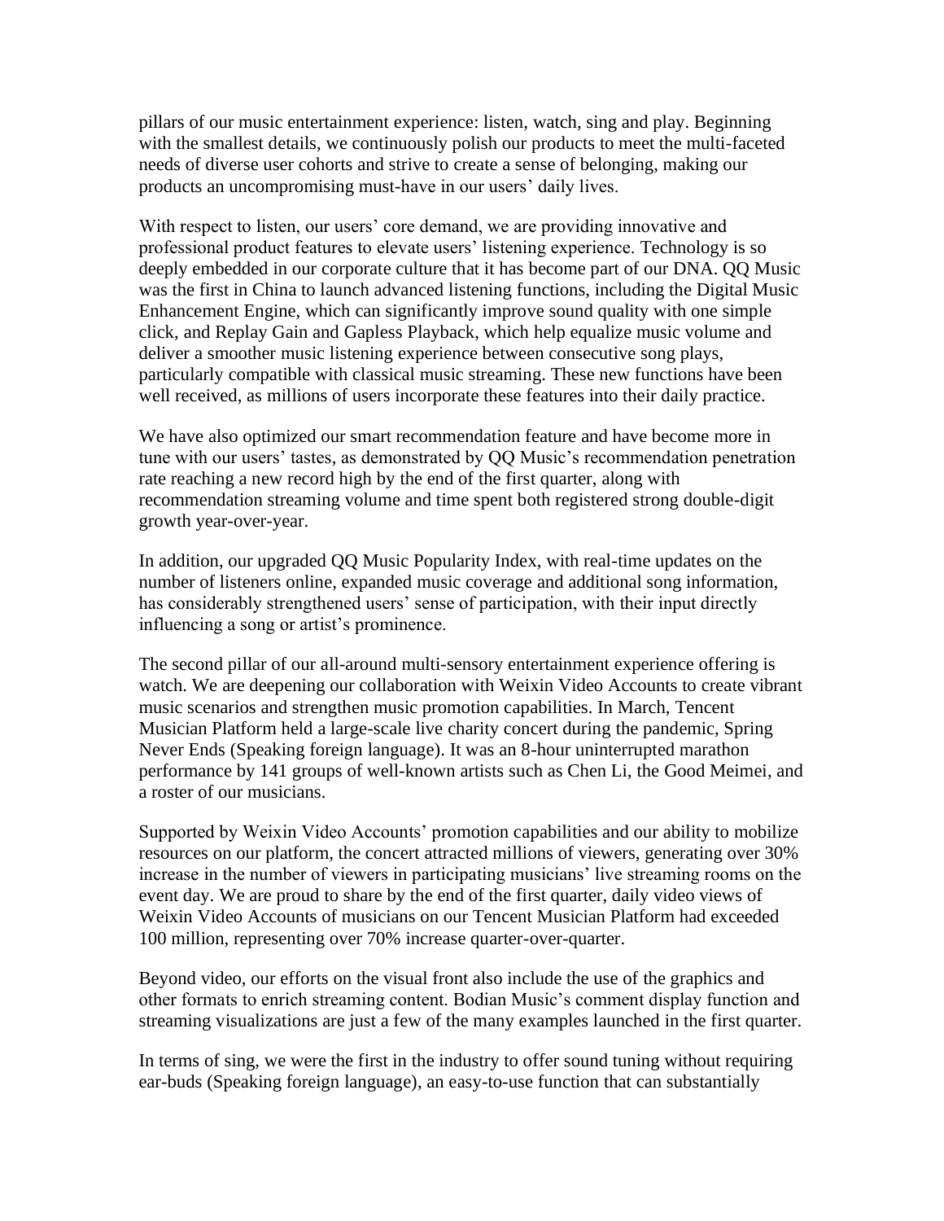pillars of our music entertainment experience: listen, watch, sing and play. Beginning with the smallest details, we continuously polish our products to meet the multi-faceted needs of diverse user cohorts and strive to create a sense of belonging, making our products an uncompromising must-have in our users' daily lives.

With respect to listen, our users' core demand, we are providing innovative and professional product features to elevate users' listening experience. Technology is so deeply embedded in our corporate culture that it has become part of our DNA. QQ Music was the first in China to launch advanced listening functions, including the Digital Music Enhancement Engine, which can significantly improve sound quality with one simple click, and Replay Gain and Gapless Playback, which help equalize music volume and deliver a smoother music listening experience between consecutive song plays, particularly compatible with classical music streaming. These new functions have been well received, as millions of users incorporate these features into their daily practice.

We have also optimized our smart recommendation feature and have become more in tune with our users' tastes, as demonstrated by QQ Music's recommendation penetration rate reaching a new record high by the end of the first quarter, along with recommendation streaming volume and time spent both registered strong double-digit growth year-over-year.

In addition, our upgraded QQ Music Popularity Index, with real-time updates on the number of listeners online, expanded music coverage and additional song information, has considerably strengthened users' sense of participation, with their input directly influencing a song or artist's prominence.

The second pillar of our all-around multi-sensory entertainment experience offering is watch. We are deepening our collaboration with Weixin Video Accounts to create vibrant music scenarios and strengthen music promotion capabilities. In March, Tencent Musician Platform held a large-scale live charity concert during the pandemic, Spring Never Ends (Speaking foreign language). It was an 8-hour uninterrupted marathon performance by 141 groups of well-known artists such as Chen Li, the Good Meimei, and a roster of our musicians.

Supported by Weixin Video Accounts' promotion capabilities and our ability to mobilize resources on our platform, the concert attracted millions of viewers, generating over 30% increase in the number of viewers in participating musicians' live streaming rooms on the event day. We are proud to share by the end of the first quarter, daily video views of Weixin Video Accounts of musicians on our Tencent Musician Platform had exceeded 100 million, representing over 70% increase quarter-over-quarter.

Beyond video, our efforts on the visual front also include the use of the graphics and other formats to enrich streaming content. Bodian Music's comment display function and streaming visualizations are just a few of the many examples launched in the first quarter.

In terms of sing, we were the first in the industry to offer sound tuning without requiring ear-buds (Speaking foreign language), an easy-to-use function that can substantially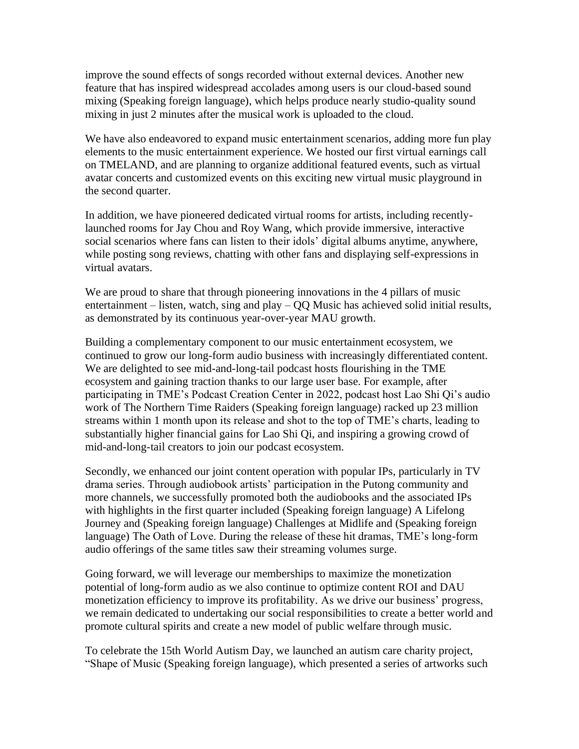improve the sound effects of songs recorded without external devices. Another new feature that has inspired widespread accolades among users is our cloud-based sound mixing (Speaking foreign language), which helps produce nearly studio-quality sound mixing in just 2 minutes after the musical work is uploaded to the cloud.

We have also endeavored to expand music entertainment scenarios, adding more fun play elements to the music entertainment experience. We hosted our first virtual earnings call on TMELAND, and are planning to organize additional featured events, such as virtual avatar concerts and customized events on this exciting new virtual music playground in the second quarter.

In addition, we have pioneered dedicated virtual rooms for artists, including recently-launched rooms for Jay Chou and Roy Wang, which provide immersive, interactive social scenarios where fans can listen to their idols' digital albums anytime, anywhere, while posting song reviews, chatting with other fans and displaying self-expressions in virtual avatars.

We are proud to share that through pioneering innovations in the 4 pillars of music entertainment – listen, watch, sing and play – QQ Music has achieved solid initial results, as demonstrated by its continuous year-over-year MAU growth.

Building a complementary component to our music entertainment ecosystem, we continued to grow our long-form audio business with increasingly differentiated content. We are delighted to see mid-and-long-tail podcast hosts flourishing in the TME ecosystem and gaining traction thanks to our large user base. For example, after participating in TME's Podcast Creation Center in 2022, podcast host Lao Shi Qi's audio work of The Northern Time Raiders (Speaking foreign language) racked up 23 million streams within 1 month upon its release and shot to the top of TME's charts, leading to substantially higher financial gains for Lao Shi Qi, and inspiring a growing crowd of mid-and-long-tail creators to join our podcast ecosystem.

Secondly, we enhanced our joint content operation with popular IPs, particularly in TV drama series. Through audiobook artists' participation in the Putong community and more channels, we successfully promoted both the audiobooks and the associated IPs with highlights in the first quarter included (Speaking foreign language) A Lifelong Journey and (Speaking foreign language) Challenges at Midlife and (Speaking foreign language) The Oath of Love. During the release of these hit dramas, TME's long-form audio offerings of the same titles saw their streaming volumes surge.

Going forward, we will leverage our memberships to maximize the monetization potential of long-form audio as we also continue to optimize content ROI and DAU monetization efficiency to improve its profitability. As we drive our business' progress, we remain dedicated to undertaking our social responsibilities to create a better world and promote cultural spirits and create a new model of public welfare through music.

To celebrate the 15th World Autism Day, we launched an autism care charity project, "Shape of Music (Speaking foreign language), which presented a series of artworks such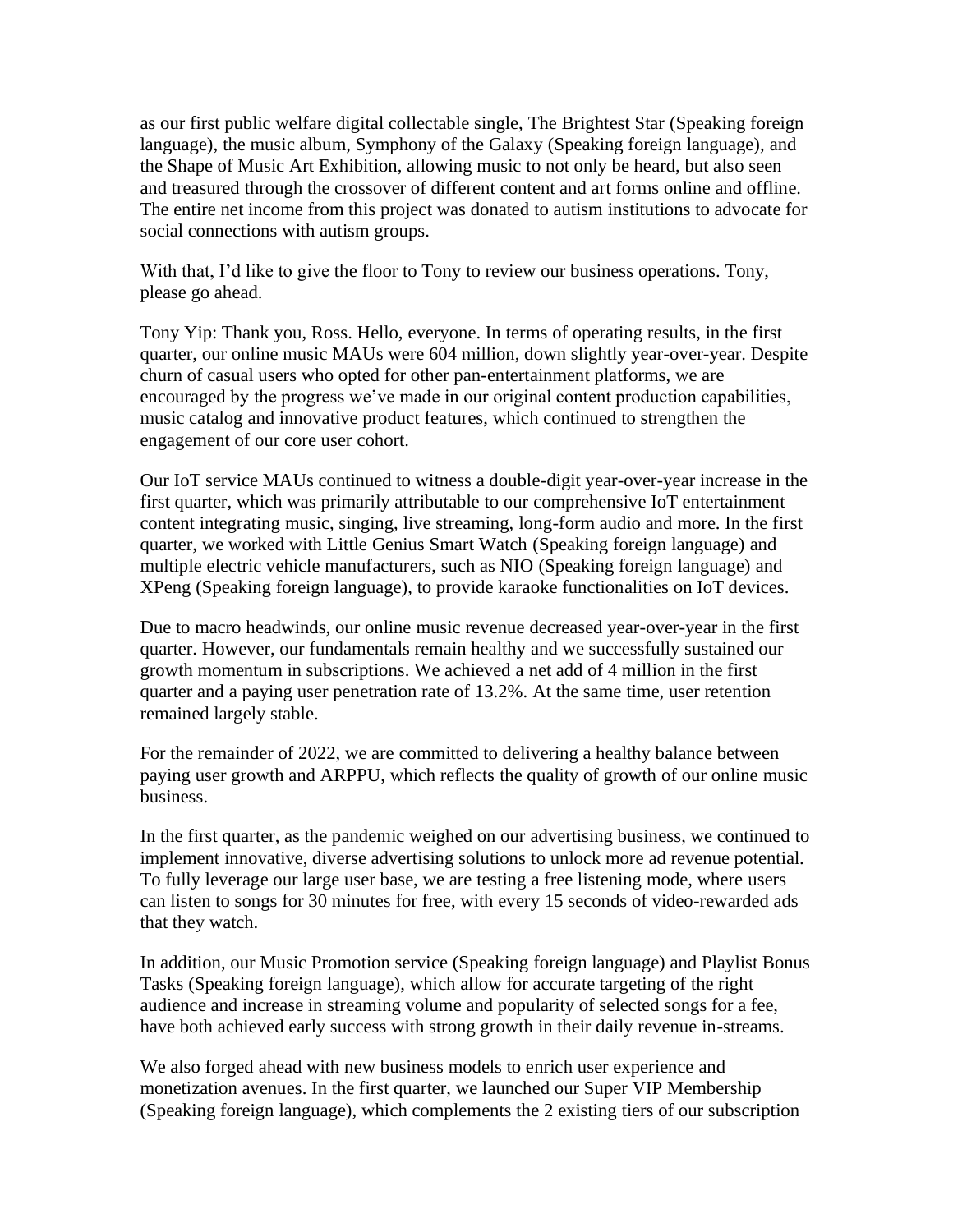as our first public welfare digital collectable single, The Brightest Star (Speaking foreign language), the music album, Symphony of the Galaxy (Speaking foreign language), and the Shape of Music Art Exhibition, allowing music to not only be heard, but also seen and treasured through the crossover of different content and art forms online and offline. The entire net income from this project was donated to autism institutions to advocate for social connections with autism groups.

With that, I'd like to give the floor to Tony to review our business operations. Tony, please go ahead.

Tony Yip: Thank you, Ross. Hello, everyone. In terms of operating results, in the first quarter, our online music MAUs were 604 million, down slightly year-over-year. Despite churn of casual users who opted for other pan-entertainment platforms, we are encouraged by the progress we've made in our original content production capabilities, music catalog and innovative product features, which continued to strengthen the engagement of our core user cohort.

Our IoT service MAUs continued to witness a double-digit year-over-year increase in the first quarter, which was primarily attributable to our comprehensive IoT entertainment content integrating music, singing, live streaming, long-form audio and more. In the first quarter, we worked with Little Genius Smart Watch (Speaking foreign language) and multiple electric vehicle manufacturers, such as NIO (Speaking foreign language) and XPeng (Speaking foreign language), to provide karaoke functionalities on IoT devices.

Due to macro headwinds, our online music revenue decreased year-over-year in the first quarter. However, our fundamentals remain healthy and we successfully sustained our growth momentum in subscriptions. We achieved a net add of 4 million in the first quarter and a paying user penetration rate of 13.2%. At the same time, user retention remained largely stable.

For the remainder of 2022, we are committed to delivering a healthy balance between paying user growth and ARPPU, which reflects the quality of growth of our online music business.

In the first quarter, as the pandemic weighed on our advertising business, we continued to implement innovative, diverse advertising solutions to unlock more ad revenue potential. To fully leverage our large user base, we are testing a free listening mode, where users can listen to songs for 30 minutes for free, with every 15 seconds of video-rewarded ads that they watch.

In addition, our Music Promotion service (Speaking foreign language) and Playlist Bonus Tasks (Speaking foreign language), which allow for accurate targeting of the right audience and increase in streaming volume and popularity of selected songs for a fee, have both achieved early success with strong growth in their daily revenue in-streams.

We also forged ahead with new business models to enrich user experience and monetization avenues. In the first quarter, we launched our Super VIP Membership (Speaking foreign language), which complements the 2 existing tiers of our subscription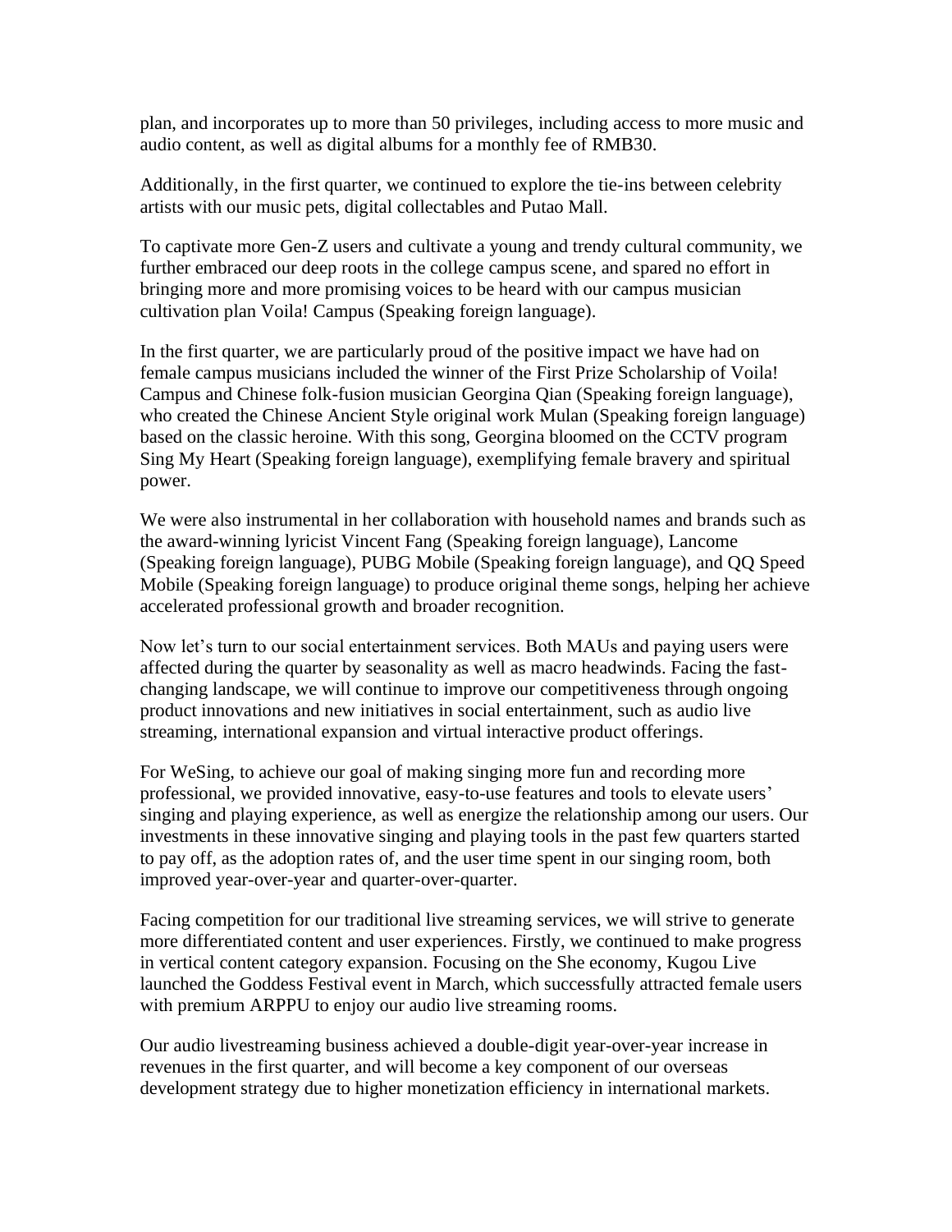plan, and incorporates up to more than 50 privileges, including access to more music and audio content, as well as digital albums for a monthly fee of RMB30.

Additionally, in the first quarter, we continued to explore the tie-ins between celebrity artists with our music pets, digital collectables and Putao Mall.

To captivate more Gen-Z users and cultivate a young and trendy cultural community, we further embraced our deep roots in the college campus scene, and spared no effort in bringing more and more promising voices to be heard with our campus musician cultivation plan Voila! Campus (Speaking foreign language).

In the first quarter, we are particularly proud of the positive impact we have had on female campus musicians included the winner of the First Prize Scholarship of Voila! Campus and Chinese folk-fusion musician Georgina Qian (Speaking foreign language), who created the Chinese Ancient Style original work Mulan (Speaking foreign language) based on the classic heroine. With this song, Georgina bloomed on the CCTV program Sing My Heart (Speaking foreign language), exemplifying female bravery and spiritual power.

We were also instrumental in her collaboration with household names and brands such as the award-winning lyricist Vincent Fang (Speaking foreign language), Lancome (Speaking foreign language), PUBG Mobile (Speaking foreign language), and QQ Speed Mobile (Speaking foreign language) to produce original theme songs, helping her achieve accelerated professional growth and broader recognition.

Now let's turn to our social entertainment services. Both MAUs and paying users were affected during the quarter by seasonality as well as macro headwinds. Facing the fast-changing landscape, we will continue to improve our competitiveness through ongoing product innovations and new initiatives in social entertainment, such as audio live streaming, international expansion and virtual interactive product offerings.

For WeSing, to achieve our goal of making singing more fun and recording more professional, we provided innovative, easy-to-use features and tools to elevate users' singing and playing experience, as well as energize the relationship among our users. Our investments in these innovative singing and playing tools in the past few quarters started to pay off, as the adoption rates of, and the user time spent in our singing room, both improved year-over-year and quarter-over-quarter.

Facing competition for our traditional live streaming services, we will strive to generate more differentiated content and user experiences. Firstly, we continued to make progress in vertical content category expansion. Focusing on the She economy, Kugou Live launched the Goddess Festival event in March, which successfully attracted female users with premium ARPPU to enjoy our audio live streaming rooms.

Our audio livestreaming business achieved a double-digit year-over-year increase in revenues in the first quarter, and will become a key component of our overseas development strategy due to higher monetization efficiency in international markets.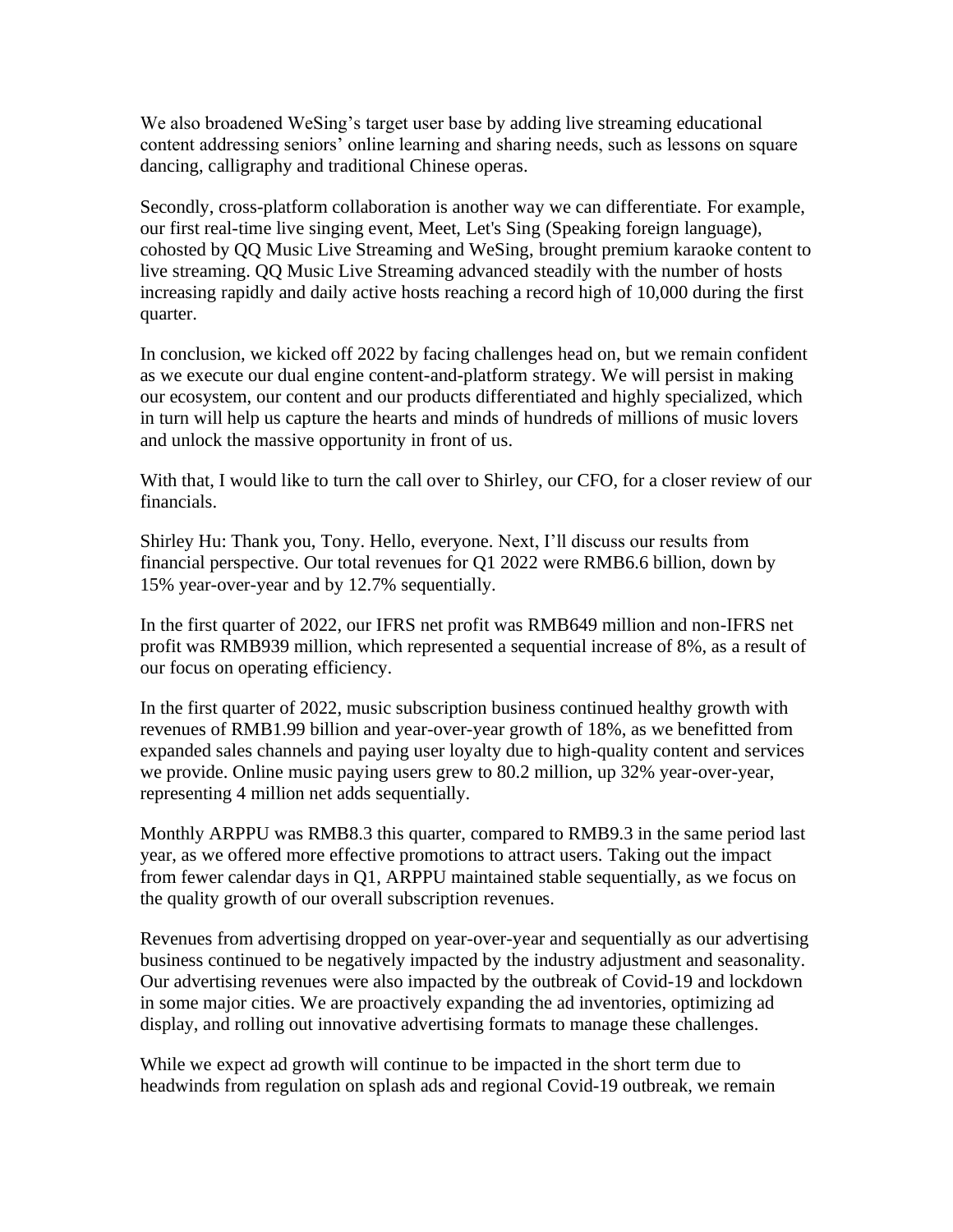We also broadened WeSing's target user base by adding live streaming educational content addressing seniors' online learning and sharing needs, such as lessons on square dancing, calligraphy and traditional Chinese operas.

Secondly, cross-platform collaboration is another way we can differentiate. For example, our first real-time live singing event, Meet, Let's Sing (Speaking foreign language), cohosted by QQ Music Live Streaming and WeSing, brought premium karaoke content to live streaming. QQ Music Live Streaming advanced steadily with the number of hosts increasing rapidly and daily active hosts reaching a record high of 10,000 during the first quarter.

In conclusion, we kicked off 2022 by facing challenges head on, but we remain confident as we execute our dual engine content-and-platform strategy. We will persist in making our ecosystem, our content and our products differentiated and highly specialized, which in turn will help us capture the hearts and minds of hundreds of millions of music lovers and unlock the massive opportunity in front of us.

With that, I would like to turn the call over to Shirley, our CFO, for a closer review of our financials.

Shirley Hu: Thank you, Tony. Hello, everyone. Next, I'll discuss our results from financial perspective. Our total revenues for Q1 2022 were RMB6.6 billion, down by 15% year-over-year and by 12.7% sequentially.

In the first quarter of 2022, our IFRS net profit was RMB649 million and non-IFRS net profit was RMB939 million, which represented a sequential increase of 8%, as a result of our focus on operating efficiency.

In the first quarter of 2022, music subscription business continued healthy growth with revenues of RMB1.99 billion and year-over-year growth of 18%, as we benefitted from expanded sales channels and paying user loyalty due to high-quality content and services we provide. Online music paying users grew to 80.2 million, up 32% year-over-year, representing 4 million net adds sequentially.

Monthly ARPPU was RMB8.3 this quarter, compared to RMB9.3 in the same period last year, as we offered more effective promotions to attract users. Taking out the impact from fewer calendar days in Q1, ARPPU maintained stable sequentially, as we focus on the quality growth of our overall subscription revenues.

Revenues from advertising dropped on year-over-year and sequentially as our advertising business continued to be negatively impacted by the industry adjustment and seasonality. Our advertising revenues were also impacted by the outbreak of Covid-19 and lockdown in some major cities. We are proactively expanding the ad inventories, optimizing ad display, and rolling out innovative advertising formats to manage these challenges.

While we expect ad growth will continue to be impacted in the short term due to headwinds from regulation on splash ads and regional Covid-19 outbreak, we remain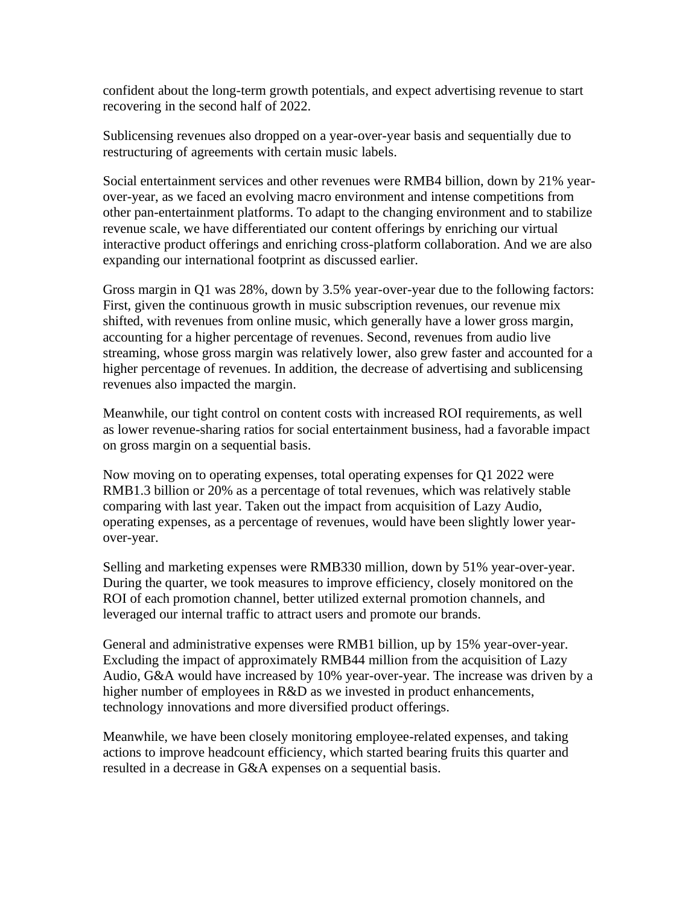confident about the long-term growth potentials, and expect advertising revenue to start recovering in the second half of 2022.

Sublicensing revenues also dropped on a year-over-year basis and sequentially due to restructuring of agreements with certain music labels.

Social entertainment services and other revenues were RMB4 billion, down by 21% year-over-year, as we faced an evolving macro environment and intense competitions from other pan-entertainment platforms. To adapt to the changing environment and to stabilize revenue scale, we have differentiated our content offerings by enriching our virtual interactive product offerings and enriching cross-platform collaboration. And we are also expanding our international footprint as discussed earlier.

Gross margin in Q1 was 28%, down by 3.5% year-over-year due to the following factors: First, given the continuous growth in music subscription revenues, our revenue mix shifted, with revenues from online music, which generally have a lower gross margin, accounting for a higher percentage of revenues. Second, revenues from audio live streaming, whose gross margin was relatively lower, also grew faster and accounted for a higher percentage of revenues. In addition, the decrease of advertising and sublicensing revenues also impacted the margin.

Meanwhile, our tight control on content costs with increased ROI requirements, as well as lower revenue-sharing ratios for social entertainment business, had a favorable impact on gross margin on a sequential basis.

Now moving on to operating expenses, total operating expenses for Q1 2022 were RMB1.3 billion or 20% as a percentage of total revenues, which was relatively stable comparing with last year. Taken out the impact from acquisition of Lazy Audio, operating expenses, as a percentage of revenues, would have been slightly lower year-over-year.

Selling and marketing expenses were RMB330 million, down by 51% year-over-year. During the quarter, we took measures to improve efficiency, closely monitored on the ROI of each promotion channel, better utilized external promotion channels, and leveraged our internal traffic to attract users and promote our brands.

General and administrative expenses were RMB1 billion, up by 15% year-over-year. Excluding the impact of approximately RMB44 million from the acquisition of Lazy Audio, G&A would have increased by 10% year-over-year. The increase was driven by a higher number of employees in R&D as we invested in product enhancements, technology innovations and more diversified product offerings.

Meanwhile, we have been closely monitoring employee-related expenses, and taking actions to improve headcount efficiency, which started bearing fruits this quarter and resulted in a decrease in G&A expenses on a sequential basis.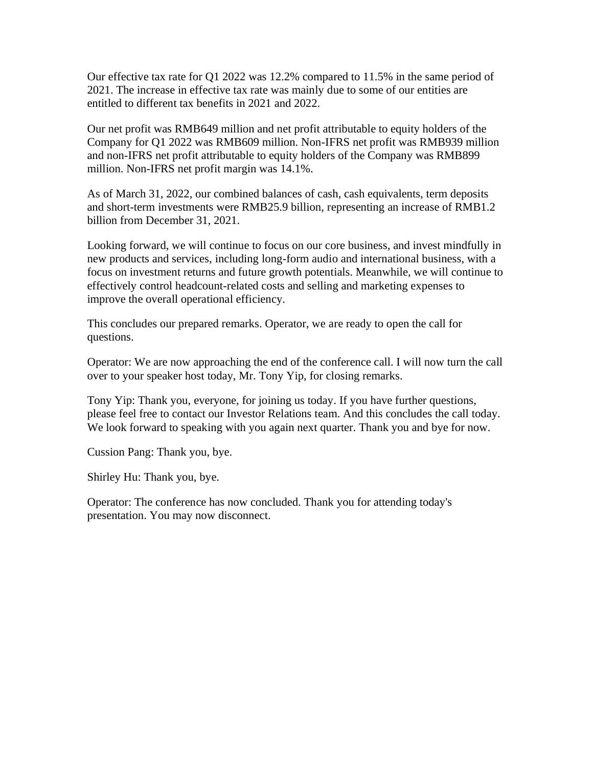Our effective tax rate for Q1 2022 was 12.2% compared to 11.5% in the same period of 2021. The increase in effective tax rate was mainly due to some of our entities are entitled to different tax benefits in 2021 and 2022.

Our net profit was RMB649 million and net profit attributable to equity holders of the Company for Q1 2022 was RMB609 million. Non-IFRS net profit was RMB939 million and non-IFRS net profit attributable to equity holders of the Company was RMB899 million. Non-IFRS net profit margin was 14.1%.

As of March 31, 2022, our combined balances of cash, cash equivalents, term deposits and short-term investments were RMB25.9 billion, representing an increase of RMB1.2 billion from December 31, 2021.

Looking forward, we will continue to focus on our core business, and invest mindfully in new products and services, including long-form audio and international business, with a focus on investment returns and future growth potentials. Meanwhile, we will continue to effectively control headcount-related costs and selling and marketing expenses to improve the overall operational efficiency.

This concludes our prepared remarks. Operator, we are ready to open the call for questions.

Operator: We are now approaching the end of the conference call. I will now turn the call over to your speaker host today, Mr. Tony Yip, for closing remarks.

Tony Yip: Thank you, everyone, for joining us today. If you have further questions, please feel free to contact our Investor Relations team. And this concludes the call today. We look forward to speaking with you again next quarter. Thank you and bye for now.

Cussion Pang: Thank you, bye.

Shirley Hu: Thank you, bye.

Operator: The conference has now concluded. Thank you for attending today's presentation. You may now disconnect.